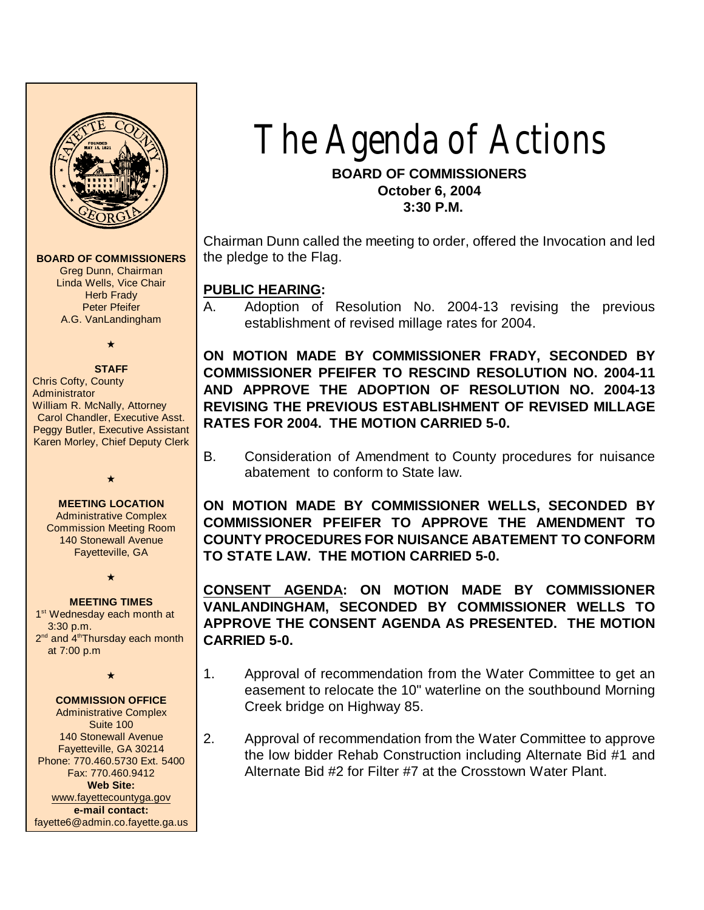# The Agenda of Actions

**BOARD OF COMMISSIONERS**
**October 6, 2004**
**3:30 P.M.**

**BOARD OF COMMISSIONERS**
Greg Dunn, Chairman
Linda Wells, Vice Chair
Herb Frady
Peter Pfeifer
A.G. VanLandingham

★

**STAFF**
Chris Cofty, County Administrator
William R. McNally, Attorney
Carol Chandler, Executive Asst.
Peggy Butler, Executive Assistant
Karen Morley, Chief Deputy Clerk

★

**MEETING LOCATION**
Administrative Complex
Commission Meeting Room
140 Stonewall Avenue
Fayetteville, GA

★

**MEETING TIMES**
1st Wednesday each month at 3:30 p.m.
2nd and 4th Thursday each month at 7:00 p.m

★

**COMMISSION OFFICE**
Administrative Complex
Suite 100
140 Stonewall Avenue
Fayetteville, GA 30214
Phone: 770.460.5730 Ext. 5400
Fax: 770.460.9412
**Web Site:**
www.fayettecountyga.gov
**e-mail contact:**
fayette6@admin.co.fayette.ga.us

Chairman Dunn called the meeting to order, offered the Invocation and led the pledge to the Flag.

**PUBLIC HEARING:**

A. Adoption of Resolution No. 2004-13 revising the previous establishment of revised millage rates for 2004.

**ON MOTION MADE BY COMMISSIONER FRADY, SECONDED BY COMMISSIONER PFEIFER TO RESCIND RESOLUTION NO. 2004-11 AND APPROVE THE ADOPTION OF RESOLUTION NO. 2004-13 REVISING THE PREVIOUS ESTABLISHMENT OF REVISED MILLAGE RATES FOR 2004. THE MOTION CARRIED 5-0.**

B. Consideration of Amendment to County procedures for nuisance abatement to conform to State law.

**ON MOTION MADE BY COMMISSIONER WELLS, SECONDED BY COMMISSIONER PFEIFER TO APPROVE THE AMENDMENT TO COUNTY PROCEDURES FOR NUISANCE ABATEMENT TO CONFORM TO STATE LAW. THE MOTION CARRIED 5-0.**

**CONSENT AGENDA: ON MOTION MADE BY COMMISSIONER VANLANDINGHAM, SECONDED BY COMMISSIONER WELLS TO APPROVE THE CONSENT AGENDA AS PRESENTED. THE MOTION CARRIED 5-0.**

1. Approval of recommendation from the Water Committee to get an easement to relocate the 10" waterline on the southbound Morning Creek bridge on Highway 85.

2. Approval of recommendation from the Water Committee to approve the low bidder Rehab Construction including Alternate Bid #1 and Alternate Bid #2 for Filter #7 at the Crosstown Water Plant.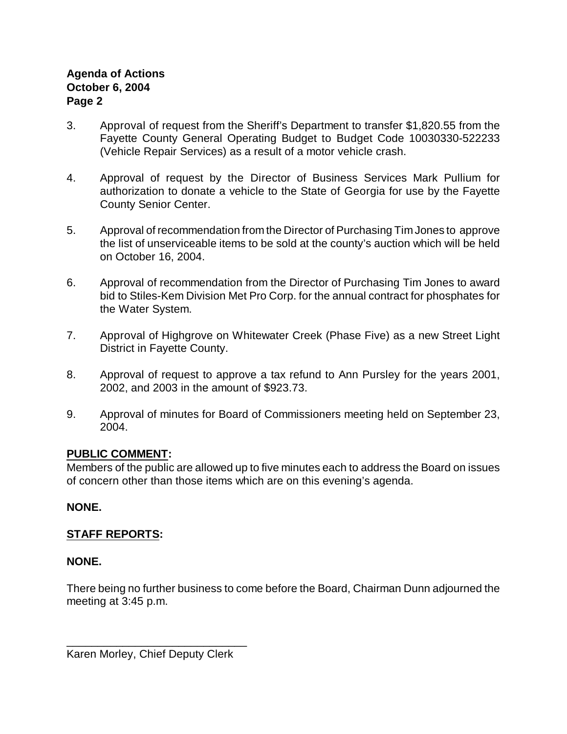3. Approval of request from the Sheriff's Department to transfer $1,820.55 from the Fayette County General Operating Budget to Budget Code 10030330-522233 (Vehicle Repair Services) as a result of a motor vehicle crash.

4. Approval of request by the Director of Business Services Mark Pullium for authorization to donate a vehicle to the State of Georgia for use by the Fayette County Senior Center.

5. Approval of recommendation from the Director of Purchasing Tim Jones to approve the list of unserviceable items to be sold at the county's auction which will be held on October 16, 2004.

6. Approval of recommendation from the Director of Purchasing Tim Jones to award bid to Stiles-Kem Division Met Pro Corp. for the annual contract for phosphates for the Water System.

7. Approval of Highgrove on Whitewater Creek (Phase Five) as a new Street Light District in Fayette County.

8. Approval of request to approve a tax refund to Ann Pursley for the years 2001, 2002, and 2003 in the amount of $923.73.

9. Approval of minutes for Board of Commissioners meeting held on September 23, 2004.

**PUBLIC COMMENT:**

Members of the public are allowed up to five minutes each to address the Board on issues of concern other than those items which are on this evening's agenda.

**NONE.**

**STAFF REPORTS:**

**NONE.**

There being no further business to come before the Board, Chairman Dunn adjourned the meeting at 3:45 p.m.

\_\_\_\_\_\_\_\_\_\_\_\_\_\_\_\_\_\_\_\_\_\_\_\_\_\_\_\_\_\_

Karen Morley, Chief Deputy Clerk